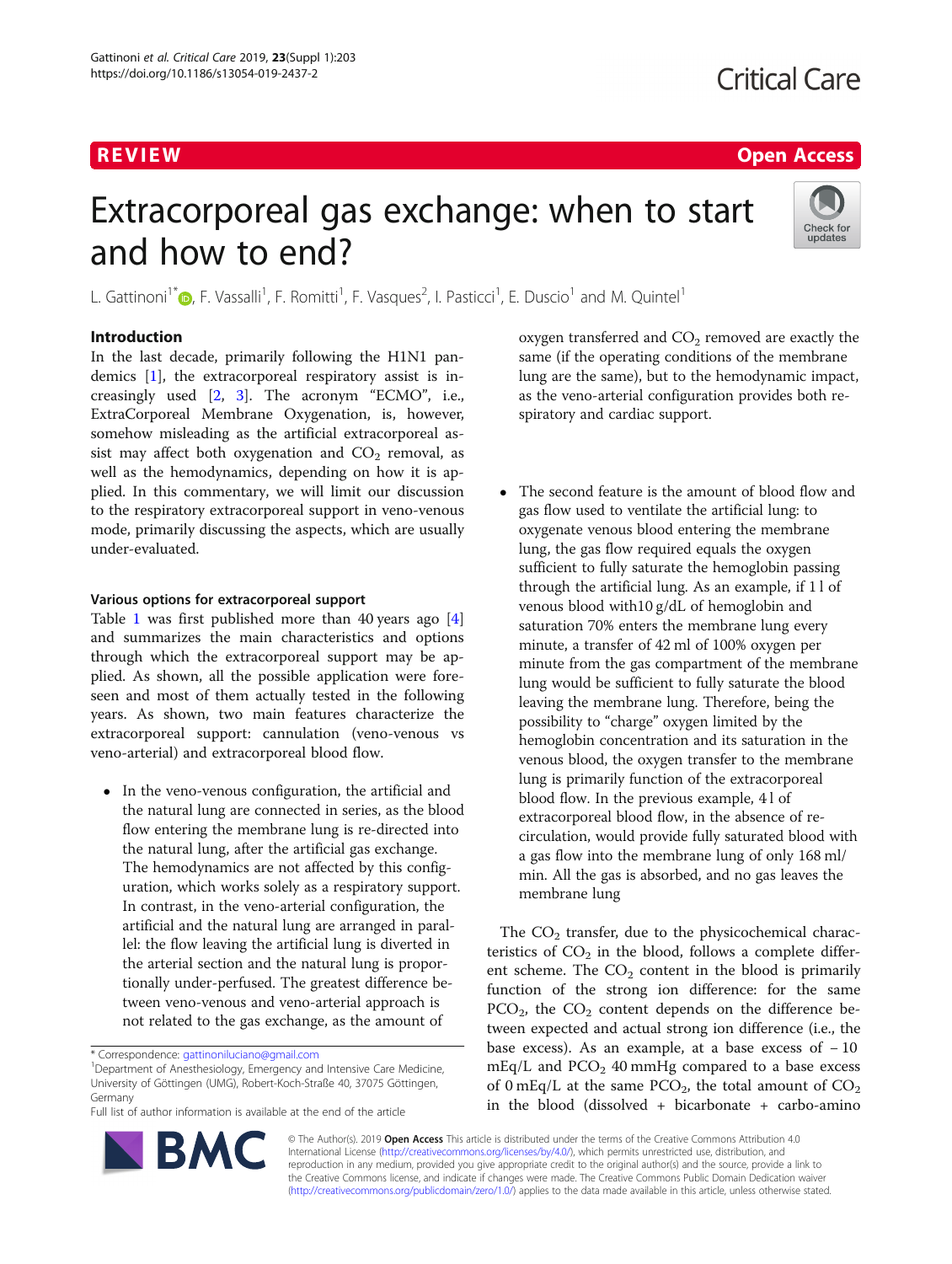REVIEW

Open Access

# Extracorporeal gas exchange: when to start and how to end?

L. Gattinoni[1*], F. Vassalli[1], F. Romitti[1], F. Vasques[2], I. Pasticci[1], E. Duscio[1] and M. Quintel[1]

## Introduction

In the last decade, primarily following the H1N1 pandemics [1], the extracorporeal respiratory assist is increasingly used [2, 3]. The acronym "ECMO", i.e., ExtraCorporeal Membrane Oxygenation, is, however, somehow misleading as the artificial extracorporeal assist may affect both oxygenation and $CO_2$ removal, as well as the hemodynamics, depending on how it is applied. In this commentary, we will limit our discussion to the respiratory extracorporeal support in veno-venous mode, primarily discussing the aspects, which are usually under-evaluated.

### Various options for extracorporeal support

Table 1 was first published more than 40 years ago [4] and summarizes the main characteristics and options through which the extracorporeal support may be applied. As shown, all the possible application were foreseen and most of them actually tested in the following years. As shown, two main features characterize the extracorporeal support: cannulation (veno-venous vs veno-arterial) and extracorporeal blood flow.

- In the veno-venous configuration, the artificial and the natural lung are connected in series, as the blood flow entering the membrane lung is re-directed into the natural lung, after the artificial gas exchange. The hemodynamics are not affected by this configuration, which works solely as a respiratory support. In contrast, in the veno-arterial configuration, the artificial and the natural lung are arranged in parallel: the flow leaving the artificial lung is diverted in the arterial section and the natural lung is proportionally under-perfused. The greatest difference between veno-venous and veno-arterial approach is not related to the gas exchange, as the amount of oxygen transferred and $CO_2$ removed are exactly the same (if the operating conditions of the membrane lung are the same), but to the hemodynamic impact, as the veno-arterial configuration provides both respiratory and cardiac support.

- The second feature is the amount of blood flow and gas flow used to ventilate the artificial lung: to oxygenate venous blood entering the membrane lung, the gas flow required equals the oxygen sufficient to fully saturate the hemoglobin passing through the artificial lung. As an example, if 1 l of venous blood with10 g/dL of hemoglobin and saturation 70% enters the membrane lung every minute, a transfer of 42 ml of 100% oxygen per minute from the gas compartment of the membrane lung would be sufficient to fully saturate the blood leaving the membrane lung. Therefore, being the possibility to "charge" oxygen limited by the hemoglobin concentration and its saturation in the venous blood, the oxygen transfer to the membrane lung is primarily function of the extracorporeal blood flow. In the previous example, 4 l of extracorporeal blood flow, in the absence of recirculation, would provide fully saturated blood with a gas flow into the membrane lung of only 168 ml/min. All the gas is absorbed, and no gas leaves the membrane lung

The $CO_2$ transfer, due to the physicochemical characteristics of $CO_2$ in the blood, follows a complete different scheme. The $CO_2$ content in the blood is primarily function of the strong ion difference: for the same $PCO_2$, the $CO_2$ content depends on the difference between expected and actual strong ion difference (i.e., the base excess). As an example, at a base excess of − 10 mEq/L and $PCO_2$ 40 mmHg compared to a base excess of 0 mEq/L at the same $PCO_2$, the total amount of $CO_2$ in the blood (dissolved + bicarbonate + carbo-amino

---

* Correspondence: gattinoniluciano@gmail.com

[1]Department of Anesthesiology, Emergency and Intensive Care Medicine, University of Göttingen (UMG), Robert-Koch-Straße 40, 37075 Göttingen, Germany

Full list of author information is available at the end of the article

© The Author(s). 2019 **Open Access** This article is distributed under the terms of the Creative Commons Attribution 4.0 International License (http://creativecommons.org/licenses/by/4.0/), which permits unrestricted use, distribution, and reproduction in any medium, provided you give appropriate credit to the original author(s) and the source, provide a link to the Creative Commons license, and indicate if changes were made. The Creative Commons Public Domain Dedication waiver (http://creativecommons.org/publicdomain/zero/1.0/) applies to the data made available in this article, unless otherwise stated.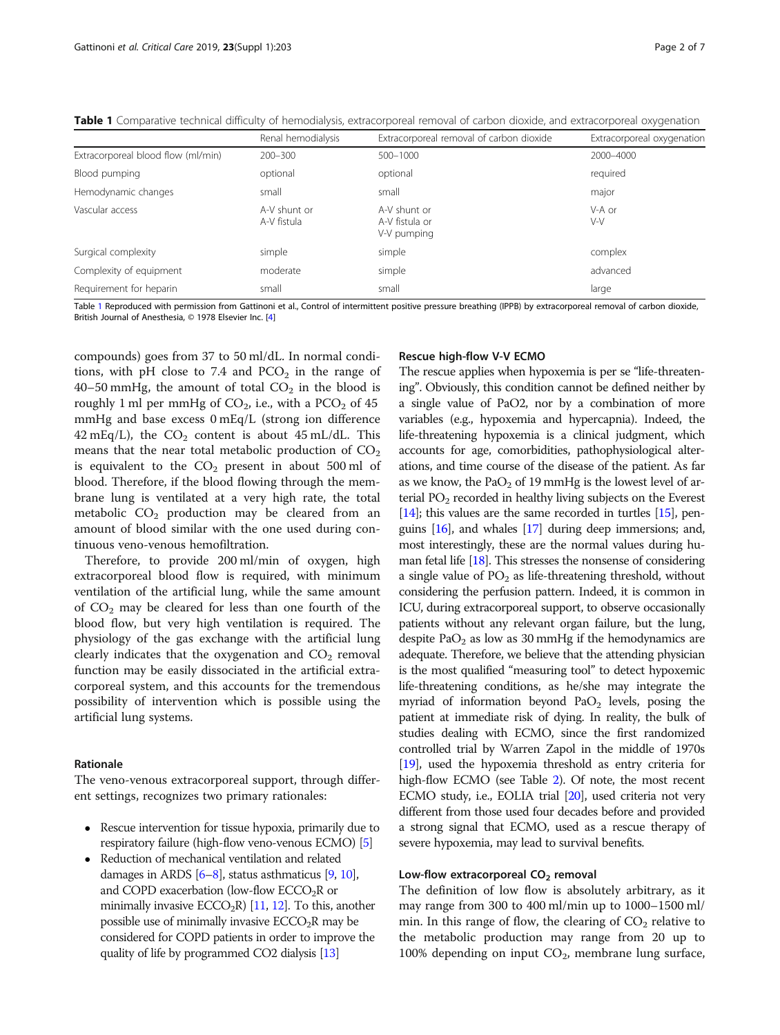**Table 1** Comparative technical difficulty of hemodialysis, extracorporeal removal of carbon dioxide, and extracorporeal oxygenation

| | Renal hemodialysis | Extracorporeal removal of carbon dioxide | Extracorporeal oxygenation |
|---|---|---|---|
| Extracorporeal blood flow (ml/min) | 200–300 | 500–1000 | 2000–4000 |
| Blood pumping | optional | optional | required |
| Hemodynamic changes | small | small | major |
| Vascular access | A-V shunt or A-V fistula | A-V shunt or A-V fistula or V-V pumping | V-A or V-V |
| Surgical complexity | simple | simple | complex |
| Complexity of equipment | moderate | simple | advanced |
| Requirement for heparin | small | small | large |

Table 1 Reproduced with permission from Gattinoni et al., Control of intermittent positive pressure breathing (IPPB) by extracorporeal removal of carbon dioxide, British Journal of Anesthesia, © 1978 Elsevier Inc. [4]

compounds) goes from 37 to 50 ml/dL. In normal conditions, with pH close to 7.4 and $PCO_2$ in the range of 40–50 mmHg, the amount of total $CO_2$ in the blood is roughly 1 ml per mmHg of $CO_2$, i.e., with a $PCO_2$ of 45 mmHg and base excess 0 mEq/L (strong ion difference 42 mEq/L), the $CO_2$ content is about 45 mL/dL. This means that the near total metabolic production of $CO_2$ is equivalent to the $CO_2$ present in about 500 ml of blood. Therefore, if the blood flowing through the membrane lung is ventilated at a very high rate, the total metabolic $CO_2$ production may be cleared from an amount of blood similar with the one used during continuous veno-venous hemofiltration.

Therefore, to provide 200 ml/min of oxygen, high extracorporeal blood flow is required, with minimum ventilation of the artificial lung, while the same amount of $CO_2$ may be cleared for less than one fourth of the blood flow, but very high ventilation is required. The physiology of the gas exchange with the artificial lung clearly indicates that the oxygenation and $CO_2$ removal function may be easily dissociated in the artificial extracorporeal system, and this accounts for the tremendous possibility of intervention which is possible using the artificial lung systems.

### Rationale

The veno-venous extracorporeal support, through different settings, recognizes two primary rationales:

- Rescue intervention for tissue hypoxia, primarily due to respiratory failure (high-flow veno-venous ECMO) [5]
- Reduction of mechanical ventilation and related damages in ARDS [6–8], status asthmaticus [9, 10], and COPD exacerbation (low-flow $ECCO_2R$ or minimally invasive $ECCO_2R$) [11, 12]. To this, another possible use of minimally invasive $ECCO_2R$ may be considered for COPD patients in order to improve the quality of life by programmed CO2 dialysis [13]

### Rescue high-flow V-V ECMO

The rescue applies when hypoxemia is per se "life-threatening". Obviously, this condition cannot be defined neither by a single value of PaO2, nor by a combination of more variables (e.g., hypoxemia and hypercapnia). Indeed, the life-threatening hypoxemia is a clinical judgment, which accounts for age, comorbidities, pathophysiological alterations, and time course of the disease of the patient. As far as we know, the $PaO_2$ of 19 mmHg is the lowest level of arterial $PO_2$ recorded in healthy living subjects on the Everest [14]; this values are the same recorded in turtles [15], penguins [16], and whales [17] during deep immersions; and, most interestingly, these are the normal values during human fetal life [18]. This stresses the nonsense of considering a single value of $PO_2$ as life-threatening threshold, without considering the perfusion pattern. Indeed, it is common in ICU, during extracorporeal support, to observe occasionally patients without any relevant organ failure, but the lung, despite $PaO_2$ as low as 30 mmHg if the hemodynamics are adequate. Therefore, we believe that the attending physician is the most qualified "measuring tool" to detect hypoxemic life-threatening conditions, as he/she may integrate the myriad of information beyond $PaO_2$ levels, posing the patient at immediate risk of dying. In reality, the bulk of studies dealing with ECMO, since the first randomized controlled trial by Warren Zapol in the middle of 1970s [19], used the hypoxemia threshold as entry criteria for high-flow ECMO (see Table 2). Of note, the most recent ECMO study, i.e., EOLIA trial [20], used criteria not very different from those used four decades before and provided a strong signal that ECMO, used as a rescue therapy of severe hypoxemia, may lead to survival benefits.

### Low-flow extracorporeal $CO_2$ removal

The definition of low flow is absolutely arbitrary, as it may range from 300 to 400 ml/min up to 1000–1500 ml/min. In this range of flow, the clearing of $CO_2$ relative to the metabolic production may range from 20 up to 100% depending on input $CO_2$, membrane lung surface,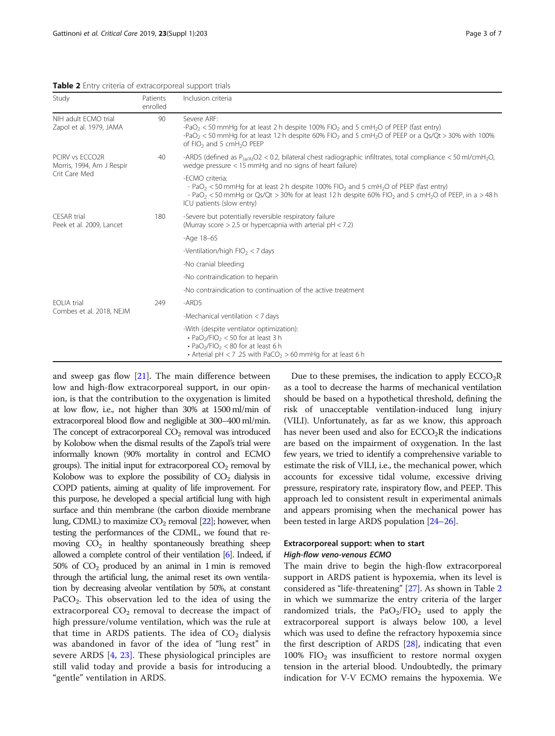**Table 2** Entry criteria of extracorporeal support trials

| Study | Patients enrolled | Inclusion criteria |
| --- | --- | --- |
| NIH adult ECMO trial Zapol et al. 1979, JAMA | 90 | Severe ARF: -$PaO_2$ < 50 mmHg for at least 2 h despite 100% $FIO_2$ and 5 $cmH_2O$ of PEEP (fast entry) -$PaO_2$ < 50 mmHg for at least 12 h despite 60% $FIO_2$ and 5 $cmH_2O$ of PEEP or a Qs/Qt > 30% with 100% of $FIO_2$ and 5 $cmH_2O$ PEEP |
| PCIRV vs ECCO2R Morris, 1994, Am J Respir Crit Care Med | 40 | -ARDS (defined as $P_{(a/A)}O2$ < 0.2, bilateral chest radiographic infiltrates, total compliance < 50 ml/$cmH_2O$, wedge pressure < 15 mmHg and no signs of heart failure) |
| | | -ECMO criteria: - $PaO_2$ < 50 mmHg for at least 2 h despite 100% $FIO_2$ and 5 $cmH_2O$ of PEEP (fast entry) - $PaO_2$ < 50 mmHg or Qs/Qt > 30% for at least 12 h despite 60% $FIO_2$ and 5 $cmH_2O$ of PEEP, in a > 48 h ICU patients (slow entry) |
| CESAR trial Peek et al. 2009, Lancet | 180 | -Severe but potentially reversible respiratory failure (Murray score > 2.5 or hypercapnia with arterial pH < 7.2) |
| | | -Age 18–65 |
| | | -Ventilation/high $FIO_2$ < 7 days |
| | | -No cranial bleeding |
| | | -No contraindication to heparin |
| | | -No contraindication to continuation of the active treatment |
| EOLIA trial Combes et al. 2018, NEJM | 249 | -ARDS |
| | | -Mechanical ventilation < 7 days |
| | | -With (despite ventilator optimization): • $PaO_2/FIO_2$ < 50 for at least 3 h • $PaO_2/FIO_2$ < 80 for at least 6 h • Arterial pH < 7 .25 with $PaCO_2$ > 60 mmHg for at least 6 h |

and sweep gas flow [21]. The main difference between low and high-flow extracorporeal support, in our opinion, is that the contribution to the oxygenation is limited at low flow, i.e., not higher than 30% at 1500 ml/min of extracorporeal blood flow and negligible at 300–400 ml/min. The concept of extracorporeal $CO_2$ removal was introduced by Kolobow when the dismal results of the Zapol's trial were informally known (90% mortality in control and ECMO groups). The initial input for extracorporeal $CO_2$ removal by Kolobow was to explore the possibility of $CO_2$ dialysis in COPD patients, aiming at quality of life improvement. For this purpose, he developed a special artificial lung with high surface and thin membrane (the carbon dioxide membrane lung, CDML) to maximize $CO_2$ removal [22]; however, when testing the performances of the CDML, we found that removing $CO_2$ in healthy spontaneously breathing sheep allowed a complete control of their ventilation [6]. Indeed, if 50% of $CO_2$ produced by an animal in 1 min is removed through the artificial lung, the animal reset its own ventilation by decreasing alveolar ventilation by 50%, at constant $PaCO_2$. This observation led to the idea of using the extracorporeal $CO_2$ removal to decrease the impact of high pressure/volume ventilation, which was the rule at that time in ARDS patients. The idea of $CO_2$ dialysis was abandoned in favor of the idea of "lung rest" in severe ARDS [4, 23]. These physiological principles are still valid today and provide a basis for introducing a "gentle" ventilation in ARDS.

Due to these premises, the indication to apply $ECCO_2R$ as a tool to decrease the harms of mechanical ventilation should be based on a hypothetical threshold, defining the risk of unacceptable ventilation-induced lung injury (VILI). Unfortunately, as far as we know, this approach has never been used and also for $ECCO_2R$ the indications are based on the impairment of oxygenation. In the last few years, we tried to identify a comprehensive variable to estimate the risk of VILI, i.e., the mechanical power, which accounts for excessive tidal volume, excessive driving pressure, respiratory rate, inspiratory flow, and PEEP. This approach led to consistent result in experimental animals and appears promising when the mechanical power has been tested in large ARDS population [24–26].

## Extracorporeal support: when to start

### *High-flow veno-venous ECMO*

The main drive to begin the high-flow extracorporeal support in ARDS patient is hypoxemia, when its level is considered as "life-threatening" [27]. As shown in Table 2 in which we summarize the entry criteria of the larger randomized trials, the $PaO_2/FIO_2$ used to apply the extracorporeal support is always below 100, a level which was used to define the refractory hypoxemia since the first description of ARDS [28], indicating that even 100% $FIO_2$ was insufficient to restore normal oxygen tension in the arterial blood. Undoubtedly, the primary indication for V-V ECMO remains the hypoxemia. We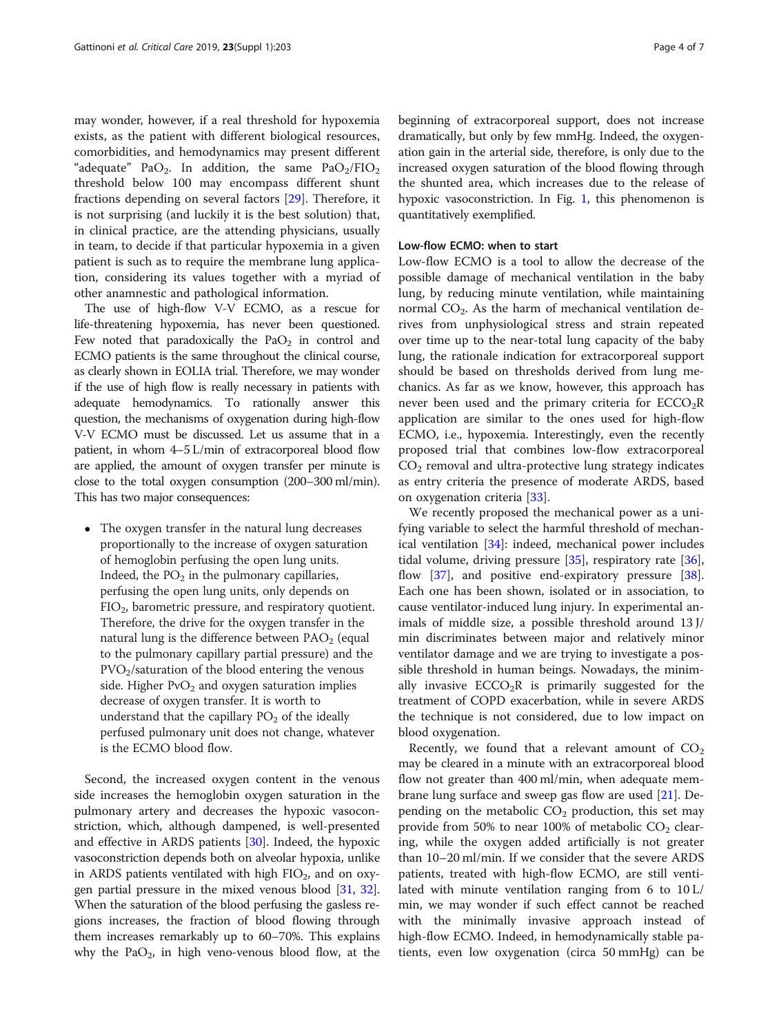may wonder, however, if a real threshold for hypoxemia exists, as the patient with different biological resources, comorbidities, and hemodynamics may present different "adequate" $PaO_2$. In addition, the same $PaO_2/FIO_2$ threshold below 100 may encompass different shunt fractions depending on several factors [29]. Therefore, it is not surprising (and luckily it is the best solution) that, in clinical practice, are the attending physicians, usually in team, to decide if that particular hypoxemia in a given patient is such as to require the membrane lung application, considering its values together with a myriad of other anamnestic and pathological information.

The use of high-flow V-V ECMO, as a rescue for life-threatening hypoxemia, has never been questioned. Few noted that paradoxically the $PaO_2$ in control and ECMO patients is the same throughout the clinical course, as clearly shown in EOLIA trial. Therefore, we may wonder if the use of high flow is really necessary in patients with adequate hemodynamics. To rationally answer this question, the mechanisms of oxygenation during high-flow V-V ECMO must be discussed. Let us assume that in a patient, in whom 4–5 L/min of extracorporeal blood flow are applied, the amount of oxygen transfer per minute is close to the total oxygen consumption (200–300 ml/min). This has two major consequences:

- The oxygen transfer in the natural lung decreases proportionally to the increase of oxygen saturation of hemoglobin perfusing the open lung units. Indeed, the $PO_2$ in the pulmonary capillaries, perfusing the open lung units, only depends on $FIO_2$, barometric pressure, and respiratory quotient. Therefore, the drive for the oxygen transfer in the natural lung is the difference between $PAO_2$ (equal to the pulmonary capillary partial pressure) and the $PVO_2$/saturation of the blood entering the venous side. Higher $PvO_2$ and oxygen saturation implies decrease of oxygen transfer. It is worth to understand that the capillary $PO_2$ of the ideally perfused pulmonary unit does not change, whatever is the ECMO blood flow.

Second, the increased oxygen content in the venous side increases the hemoglobin oxygen saturation in the pulmonary artery and decreases the hypoxic vasoconstriction, which, although dampened, is well-presented and effective in ARDS patients [30]. Indeed, the hypoxic vasoconstriction depends both on alveolar hypoxia, unlike in ARDS patients ventilated with high $FIO_2$, and on oxygen partial pressure in the mixed venous blood [31, 32]. When the saturation of the blood perfusing the gasless regions increases, the fraction of blood flowing through them increases remarkably up to 60–70%. This explains why the $PaO_2$, in high veno-venous blood flow, at the beginning of extracorporeal support, does not increase dramatically, but only by few mmHg. Indeed, the oxygenation gain in the arterial side, therefore, is only due to the increased oxygen saturation of the blood flowing through the shunted area, which increases due to the release of hypoxic vasoconstriction. In Fig. 1, this phenomenon is quantitatively exemplified.

### Low-flow ECMO: when to start

Low-flow ECMO is a tool to allow the decrease of the possible damage of mechanical ventilation in the baby lung, by reducing minute ventilation, while maintaining normal $CO_2$. As the harm of mechanical ventilation derives from unphysiological stress and strain repeated over time up to the near-total lung capacity of the baby lung, the rationale indication for extracorporeal support should be based on thresholds derived from lung mechanics. As far as we know, however, this approach has never been used and the primary criteria for $ECCO_2R$ application are similar to the ones used for high-flow ECMO, i.e., hypoxemia. Interestingly, even the recently proposed trial that combines low-flow extracorporeal $CO_2$ removal and ultra-protective lung strategy indicates as entry criteria the presence of moderate ARDS, based on oxygenation criteria [33].

We recently proposed the mechanical power as a unifying variable to select the harmful threshold of mechanical ventilation [34]: indeed, mechanical power includes tidal volume, driving pressure [35], respiratory rate [36], flow [37], and positive end-expiratory pressure [38]. Each one has been shown, isolated or in association, to cause ventilator-induced lung injury. In experimental animals of middle size, a possible threshold around 13 J/min discriminates between major and relatively minor ventilator damage and we are trying to investigate a possible threshold in human beings. Nowadays, the minimally invasive $ECCO_2R$ is primarily suggested for the treatment of COPD exacerbation, while in severe ARDS the technique is not considered, due to low impact on blood oxygenation.

Recently, we found that a relevant amount of $CO_2$ may be cleared in a minute with an extracorporeal blood flow not greater than 400 ml/min, when adequate membrane lung surface and sweep gas flow are used [21]. Depending on the metabolic $CO_2$ production, this set may provide from 50% to near 100% of metabolic $CO_2$ clearing, while the oxygen added artificially is not greater than 10–20 ml/min. If we consider that the severe ARDS patients, treated with high-flow ECMO, are still ventilated with minute ventilation ranging from 6 to 10 L/min, we may wonder if such effect cannot be reached with the minimally invasive approach instead of high-flow ECMO. Indeed, in hemodynamically stable patients, even low oxygenation (circa 50 mmHg) can be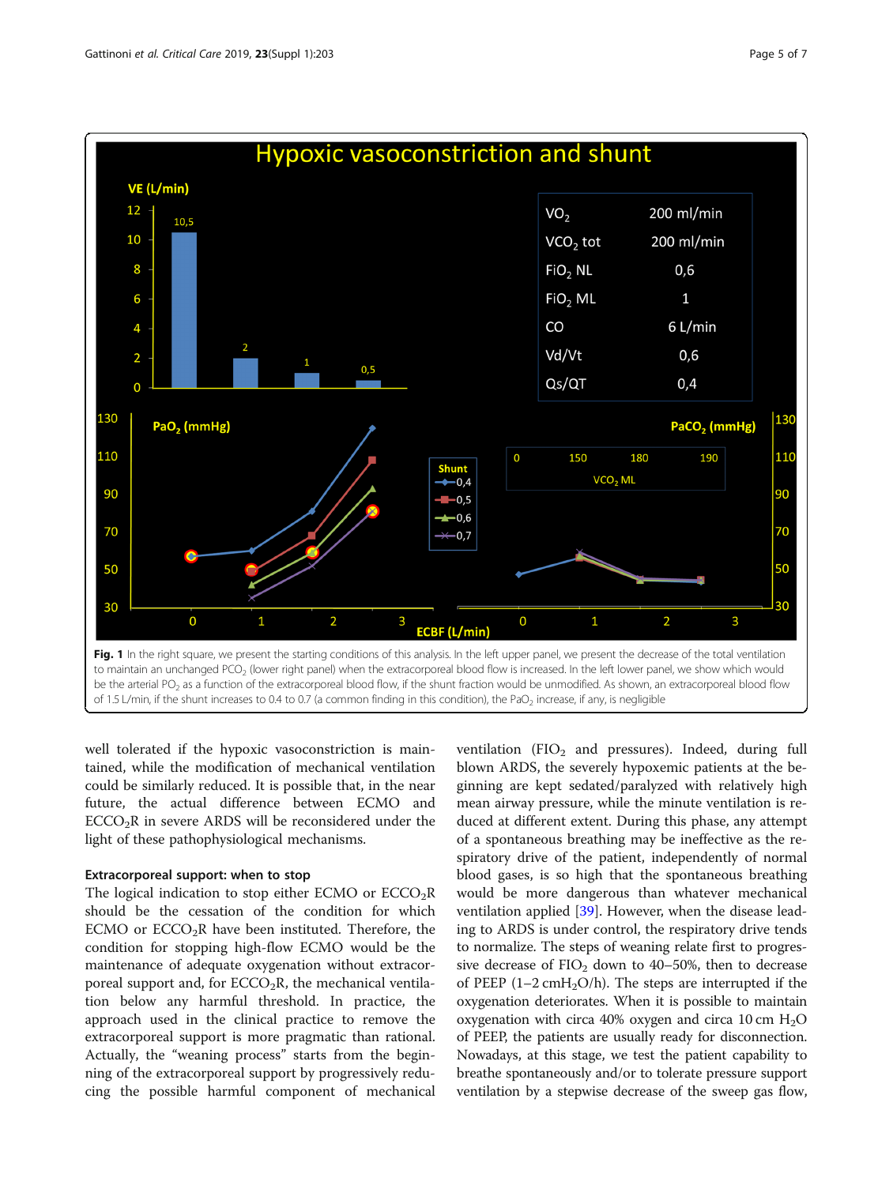**Fig. 1** In the right square, we present the starting conditions of this analysis. In the left upper panel, we present the decrease of the total ventilation to maintain an unchanged $PCO_2$ (lower right panel) when the extracorporeal blood flow is increased. In the left lower panel, we show which would be the arterial $PO_2$ as a function of the extracorporeal blood flow, if the shunt fraction would be unmodified. As shown, an extracorporeal blood flow of 1.5 L/min, if the shunt increases to 0.4 to 0.7 (a common finding in this condition), the $PaO_2$ increase, if any, is negligible

well tolerated if the hypoxic vasoconstriction is maintained, while the modification of mechanical ventilation could be similarly reduced. It is possible that, in the near future, the actual difference between ECMO and $ECCO_2R$ in severe ARDS will be reconsidered under the light of these pathophysiological mechanisms.

### Extracorporeal support: when to stop

The logical indication to stop either ECMO or $ECCO_2R$ should be the cessation of the condition for which ECMO or $ECCO_2R$ have been instituted. Therefore, the condition for stopping high-flow ECMO would be the maintenance of adequate oxygenation without extracorporeal support and, for $ECCO_2R$, the mechanical ventilation below any harmful threshold. In practice, the approach used in the clinical practice to remove the extracorporeal support is more pragmatic than rational. Actually, the "weaning process" starts from the beginning of the extracorporeal support by progressively reducing the possible harmful component of mechanical ventilation ($FIO_2$ and pressures). Indeed, during full blown ARDS, the severely hypoxemic patients at the beginning are kept sedated/paralyzed with relatively high mean airway pressure, while the minute ventilation is reduced at different extent. During this phase, any attempt of a spontaneous breathing may be ineffective as the respiratory drive of the patient, independently of normal blood gases, is so high that the spontaneous breathing would be more dangerous than whatever mechanical ventilation applied [39]. However, when the disease leading to ARDS is under control, the respiratory drive tends to normalize. The steps of weaning relate first to progressive decrease of $FIO_2$ down to 40–50%, then to decrease of PEEP (1–2 $cmH_2O$/h). The steps are interrupted if the oxygenation deteriorates. When it is possible to maintain oxygenation with circa 40% oxygen and circa 10 cm $H_2O$ of PEEP, the patients are usually ready for disconnection. Nowadays, at this stage, we test the patient capability to breathe spontaneously and/or to tolerate pressure support ventilation by a stepwise decrease of the sweep gas flow,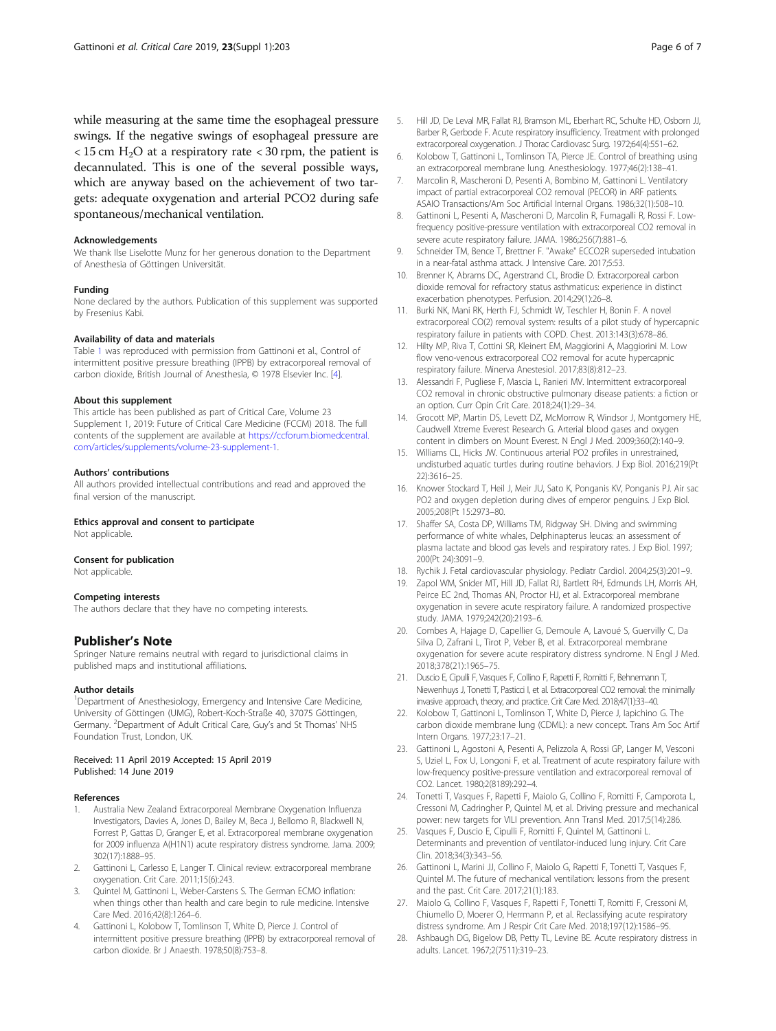while measuring at the same time the esophageal pressure swings. If the negative swings of esophageal pressure are $< 15$ cm $H_2O$ at a respiratory rate $< 30$ rpm, the patient is decannulated. This is one of the several possible ways, which are anyway based on the achievement of two targets: adequate oxygenation and arterial PCO2 during safe spontaneous/mechanical ventilation.

#### Acknowledgements

We thank Ilse Liselotte Munz for her generous donation to the Department of Anesthesia of Göttingen Universität.

#### Funding

None declared by the authors. Publication of this supplement was supported by Fresenius Kabi.

#### Availability of data and materials

Table 1 was reproduced with permission from Gattinoni et al., Control of intermittent positive pressure breathing (IPPB) by extracorporeal removal of carbon dioxide, British Journal of Anesthesia, © 1978 Elsevier Inc. [4].

#### About this supplement

This article has been published as part of Critical Care, Volume 23 Supplement 1, 2019: Future of Critical Care Medicine (FCCM) 2018. The full contents of the supplement are available at https://ccforum.biomedcentral.com/articles/supplements/volume-23-supplement-1.

#### Authors' contributions

All authors provided intellectual contributions and read and approved the final version of the manuscript.

#### Ethics approval and consent to participate

Not applicable.

#### Consent for publication

Not applicable.

#### Competing interests

The authors declare that they have no competing interests.

## Publisher's Note

Springer Nature remains neutral with regard to jurisdictional claims in published maps and institutional affiliations.

#### Author details

[1]Department of Anesthesiology, Emergency and Intensive Care Medicine, University of Göttingen (UMG), Robert-Koch-Straße 40, 37075 Göttingen, Germany. [2]Department of Adult Critical Care, Guy's and St Thomas' NHS Foundation Trust, London, UK.

Received: 11 April 2019 Accepted: 15 April 2019
Published: 14 June 2019

#### References

1. Australia New Zealand Extracorporeal Membrane Oxygenation Influenza Investigators, Davies A, Jones D, Bailey M, Beca J, Bellomo R, Blackwell N, Forrest P, Gattas D, Granger E, et al. Extracorporeal membrane oxygenation for 2009 influenza A(H1N1) acute respiratory distress syndrome. Jama. 2009; 302(17):1888–95.
2. Gattinoni L, Carlesso E, Langer T. Clinical review: extracorporeal membrane oxygenation. Crit Care. 2011;15(6):243.
3. Quintel M, Gattinoni L, Weber-Carstens S. The German ECMO inflation: when things other than health and care begin to rule medicine. Intensive Care Med. 2016;42(8):1264–6.
4. Gattinoni L, Kolobow T, Tomlinson T, White D, Pierce J. Control of intermittent positive pressure breathing (IPPB) by extracorporeal removal of carbon dioxide. Br J Anaesth. 1978;50(8):753–8.
5. Hill JD, De Leval MR, Fallat RJ, Bramson ML, Eberhart RC, Schulte HD, Osborn JJ, Barber R, Gerbode F. Acute respiratory insufficiency. Treatment with prolonged extracorporeal oxygenation. J Thorac Cardiovasc Surg. 1972;64(4):551–62.
6. Kolobow T, Gattinoni L, Tomlinson TA, Pierce JE. Control of breathing using an extracorporeal membrane lung. Anesthesiology. 1977;46(2):138–41.
7. Marcolin R, Mascheroni D, Pesenti A, Bombino M, Gattinoni L. Ventilatory impact of partial extracorporeal CO2 removal (PECOR) in ARF patients. ASAIO Transactions/Am Soc Artificial Internal Organs. 1986;32(1):508–10.
8. Gattinoni L, Pesenti A, Mascheroni D, Marcolin R, Fumagalli R, Rossi F. Low-frequency positive-pressure ventilation with extracorporeal CO2 removal in severe acute respiratory failure. JAMA. 1986;256(7):881–6.
9. Schneider TM, Bence T, Brettner F. "Awake" ECCO2R superseded intubation in a near-fatal asthma attack. J Intensive Care. 2017;5:53.
10. Brenner K, Abrams DC, Agerstrand CL, Brodie D. Extracorporeal carbon dioxide removal for refractory status asthmaticus: experience in distinct exacerbation phenotypes. Perfusion. 2014;29(1):26–8.
11. Burki NK, Mani RK, Herth FJ, Schmidt W, Teschler H, Bonin F. A novel extracorporeal CO(2) removal system: results of a pilot study of hypercapnic respiratory failure in patients with COPD. Chest. 2013;143(3):678–86.
12. Hilty MP, Riva T, Cottini SR, Kleinert EM, Maggiorini A, Maggiorini M. Low flow veno-venous extracorporeal CO2 removal for acute hypercapnic respiratory failure. Minerva Anestesiol. 2017;83(8):812–23.
13. Alessandri F, Pugliese F, Mascia L, Ranieri MV. Intermittent extracorporeal CO2 removal in chronic obstructive pulmonary disease patients: a fiction or an option. Curr Opin Crit Care. 2018;24(1):29–34.
14. Grocott MP, Martin DS, Levett DZ, McMorrow R, Windsor J, Montgomery HE, Caudwell Xtreme Everest Research G. Arterial blood gases and oxygen content in climbers on Mount Everest. N Engl J Med. 2009;360(2):140–9.
15. Williams CL, Hicks JW. Continuous arterial PO2 profiles in unrestrained, undisturbed aquatic turtles during routine behaviors. J Exp Biol. 2016;219(Pt 22):3616–25.
16. Knower Stockard T, Heil J, Meir JU, Sato K, Ponganis KV, Ponganis PJ. Air sac PO2 and oxygen depletion during dives of emperor penguins. J Exp Biol. 2005;208(Pt 15):2973–80.
17. Shaffer SA, Costa DP, Williams TM, Ridgway SH. Diving and swimming performance of white whales, Delphinapterus leucas: an assessment of plasma lactate and blood gas levels and respiratory rates. J Exp Biol. 1997; 200(Pt 24):3091–9.
18. Rychik J. Fetal cardiovascular physiology. Pediatr Cardiol. 2004;25(3):201–9.
19. Zapol WM, Snider MT, Hill JD, Fallat RJ, Bartlett RH, Edmunds LH, Morris AH, Peirce EC 2nd, Thomas AN, Proctor HJ, et al. Extracorporeal membrane oxygenation in severe acute respiratory failure. A randomized prospective study. JAMA. 1979;242(20):2193–6.
20. Combes A, Hajage D, Capellier G, Demoule A, Lavoué S, Guervilly C, Da Silva D, Zafrani L, Tirot P, Veber B, et al. Extracorporeal membrane oxygenation for severe acute respiratory distress syndrome. N Engl J Med. 2018;378(21):1965–75.
21. Duscio E, Cipulli F, Vasques F, Collino F, Rapetti F, Romitti F, Behnemann T, Niewenhuys J, Tonetti T, Pasticci I, et al. Extracorporeal CO2 removal: the minimally invasive approach, theory, and practice. Crit Care Med. 2018;47(1):33–40.
22. Kolobow T, Gattinoni L, Tomlinson T, White D, Pierce J, Iapichino G. The carbon dioxide membrane lung (CDML): a new concept. Trans Am Soc Artif Intern Organs. 1977;23:17–21.
23. Gattinoni L, Agostoni A, Pesenti A, Pelizzola A, Rossi GP, Langer M, Vesconi S, Uziel L, Fox U, Longoni F, et al. Treatment of acute respiratory failure with low-frequency positive-pressure ventilation and extracorporeal removal of CO2. Lancet. 1980;2(8189):292–4.
24. Tonetti T, Vasques F, Rapetti F, Maiolo G, Collino F, Romitti F, Camporota L, Cressoni M, Cadringher P, Quintel M, et al. Driving pressure and mechanical power: new targets for VILI prevention. Ann Transl Med. 2017;5(14):286.
25. Vasques F, Duscio E, Cipulli F, Romitti F, Quintel M, Gattinoni L. Determinants and prevention of ventilator-induced lung injury. Crit Care Clin. 2018;34(3):343–56.
26. Gattinoni L, Marini JJ, Collino F, Maiolo G, Rapetti F, Tonetti T, Vasques F, Quintel M. The future of mechanical ventilation: lessons from the present and the past. Crit Care. 2017;21(1):183.
27. Maiolo G, Collino F, Vasques F, Rapetti F, Tonetti T, Romitti F, Cressoni M, Chiumello D, Moerer O, Herrmann P, et al. Reclassifying acute respiratory distress syndrome. Am J Respir Crit Care Med. 2018;197(12):1586–95.
28. Ashbaugh DG, Bigelow DB, Petty TL, Levine BE. Acute respiratory distress in adults. Lancet. 1967;2(7511):319–23.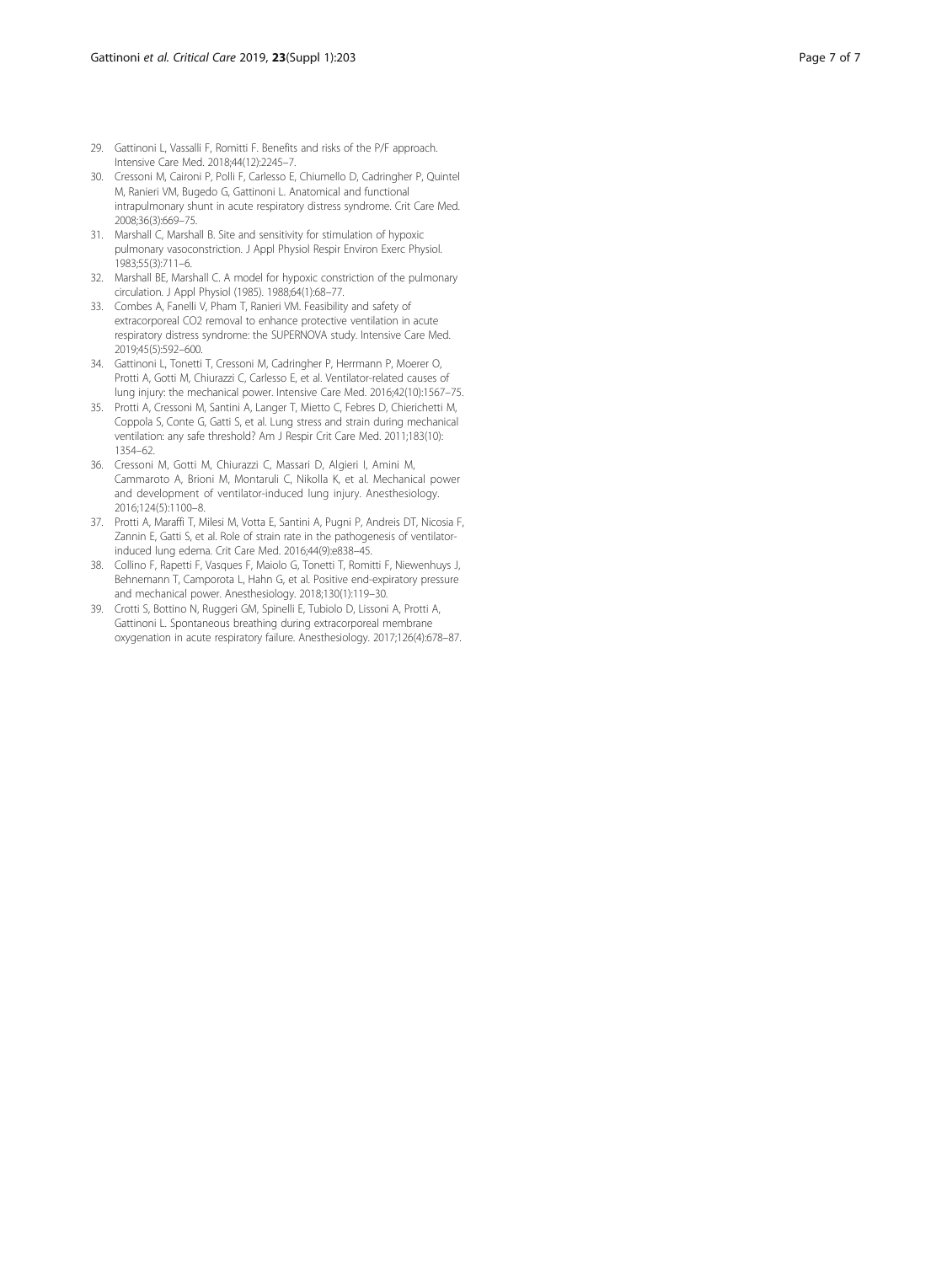29. Gattinoni L, Vassalli F, Romitti F. Benefits and risks of the P/F approach. Intensive Care Med. 2018;44(12):2245–7.
30. Cressoni M, Caironi P, Polli F, Carlesso E, Chiumello D, Cadringher P, Quintel M, Ranieri VM, Bugedo G, Gattinoni L. Anatomical and functional intrapulmonary shunt in acute respiratory distress syndrome. Crit Care Med. 2008;36(3):669–75.
31. Marshall C, Marshall B. Site and sensitivity for stimulation of hypoxic pulmonary vasoconstriction. J Appl Physiol Respir Environ Exerc Physiol. 1983;55(3):711–6.
32. Marshall BE, Marshall C. A model for hypoxic constriction of the pulmonary circulation. J Appl Physiol (1985). 1988;64(1):68–77.
33. Combes A, Fanelli V, Pham T, Ranieri VM. Feasibility and safety of extracorporeal CO2 removal to enhance protective ventilation in acute respiratory distress syndrome: the SUPERNOVA study. Intensive Care Med. 2019;45(5):592–600.
34. Gattinoni L, Tonetti T, Cressoni M, Cadringher P, Herrmann P, Moerer O, Protti A, Gotti M, Chiurazzi C, Carlesso E, et al. Ventilator-related causes of lung injury: the mechanical power. Intensive Care Med. 2016;42(10):1567–75.
35. Protti A, Cressoni M, Santini A, Langer T, Mietto C, Febres D, Chierichetti M, Coppola S, Conte G, Gatti S, et al. Lung stress and strain during mechanical ventilation: any safe threshold? Am J Respir Crit Care Med. 2011;183(10): 1354–62.
36. Cressoni M, Gotti M, Chiurazzi C, Massari D, Algieri I, Amini M, Cammaroto A, Brioni M, Montaruli C, Nikolla K, et al. Mechanical power and development of ventilator-induced lung injury. Anesthesiology. 2016;124(5):1100–8.
37. Protti A, Maraffi T, Milesi M, Votta E, Santini A, Pugni P, Andreis DT, Nicosia F, Zannin E, Gatti S, et al. Role of strain rate in the pathogenesis of ventilator-induced lung edema. Crit Care Med. 2016;44(9):e838–45.
38. Collino F, Rapetti F, Vasques F, Maiolo G, Tonetti T, Romitti F, Niewenhuys J, Behnemann T, Camporota L, Hahn G, et al. Positive end-expiratory pressure and mechanical power. Anesthesiology. 2018;130(1):119–30.
39. Crotti S, Bottino N, Ruggeri GM, Spinelli E, Tubiolo D, Lissoni A, Protti A, Gattinoni L. Spontaneous breathing during extracorporeal membrane oxygenation in acute respiratory failure. Anesthesiology. 2017;126(4):678–87.